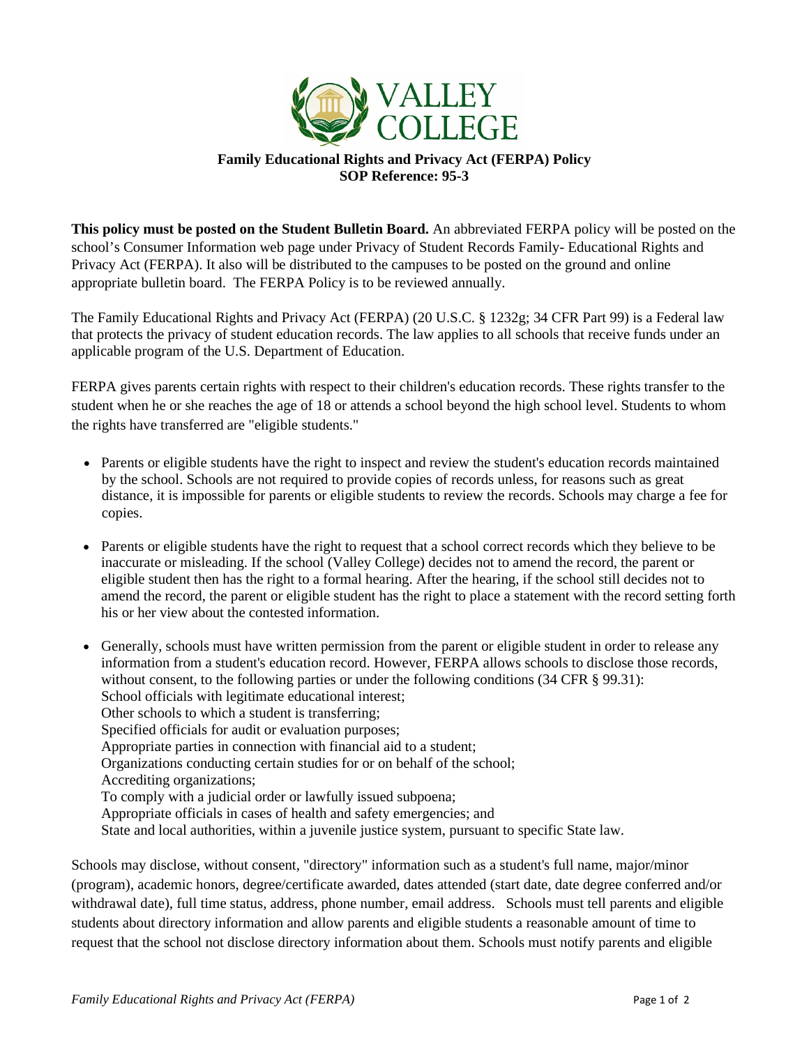# Family Educational Rights and Privacy Act (FERPA) Policy
## SOP Reference: 95-3

**This policy must be posted on the Student Bulletin Board.** An abbreviated FERPA policy will be posted on the school's Consumer Information web page under Privacy of Student Records Family- Educational Rights and Privacy Act (FERPA). It also will be distributed to the campuses to be posted on the ground and online appropriate bulletin board. The FERPA Policy is to be reviewed annually.

The Family Educational Rights and Privacy Act (FERPA) (20 U.S.C. § 1232g; 34 CFR Part 99) is a Federal law that protects the privacy of student education records. The law applies to all schools that receive funds under an applicable program of the U.S. Department of Education.

FERPA gives parents certain rights with respect to their children's education records. These rights transfer to the student when he or she reaches the age of 18 or attends a school beyond the high school level. Students to whom the rights have transferred are "eligible students."

- Parents or eligible students have the right to inspect and review the student's education records maintained by the school. Schools are not required to provide copies of records unless, for reasons such as great distance, it is impossible for parents or eligible students to review the records. Schools may charge a fee for copies.

- Parents or eligible students have the right to request that a school correct records which they believe to be inaccurate or misleading. If the school (Valley College) decides not to amend the record, the parent or eligible student then has the right to a formal hearing. After the hearing, if the school still decides not to amend the record, the parent or eligible student has the right to place a statement with the record setting forth his or her view about the contested information.

- Generally, schools must have written permission from the parent or eligible student in order to release any information from a student's education record. However, FERPA allows schools to disclose those records, without consent, to the following parties or under the following conditions (34 CFR § 99.31):
  School officials with legitimate educational interest;
  Other schools to which a student is transferring;
  Specified officials for audit or evaluation purposes;
  Appropriate parties in connection with financial aid to a student;
  Organizations conducting certain studies for or on behalf of the school;
  Accrediting organizations;
  To comply with a judicial order or lawfully issued subpoena;
  Appropriate officials in cases of health and safety emergencies; and
  State and local authorities, within a juvenile justice system, pursuant to specific State law.

Schools may disclose, without consent, "directory" information such as a student's full name, major/minor (program), academic honors, degree/certificate awarded, dates attended (start date, date degree conferred and/or withdrawal date), full time status, address, phone number, email address. Schools must tell parents and eligible students about directory information and allow parents and eligible students a reasonable amount of time to request that the school not disclose directory information about them. Schools must notify parents and eligible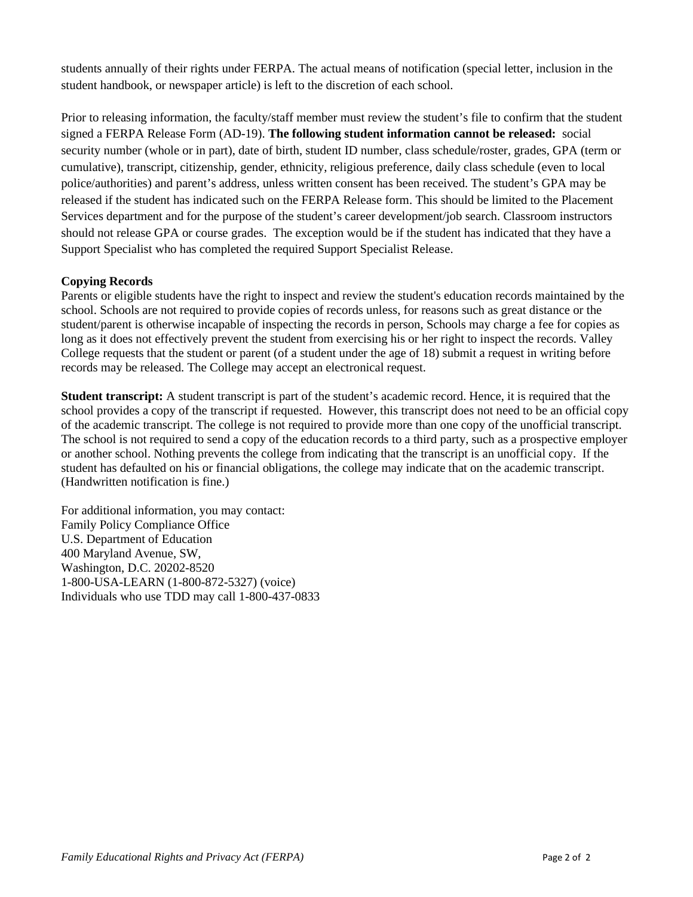students annually of their rights under FERPA. The actual means of notification (special letter, inclusion in the student handbook, or newspaper article) is left to the discretion of each school.

Prior to releasing information, the faculty/staff member must review the student's file to confirm that the student signed a FERPA Release Form (AD-19). **The following student information cannot be released:** social security number (whole or in part), date of birth, student ID number, class schedule/roster, grades, GPA (term or cumulative), transcript, citizenship, gender, ethnicity, religious preference, daily class schedule (even to local police/authorities) and parent's address, unless written consent has been received. The student's GPA may be released if the student has indicated such on the FERPA Release form. This should be limited to the Placement Services department and for the purpose of the student's career development/job search. Classroom instructors should not release GPA or course grades. The exception would be if the student has indicated that they have a Support Specialist who has completed the required Support Specialist Release.

**Copying Records**

Parents or eligible students have the right to inspect and review the student's education records maintained by the school. Schools are not required to provide copies of records unless, for reasons such as great distance or the student/parent is otherwise incapable of inspecting the records in person, Schools may charge a fee for copies as long as it does not effectively prevent the student from exercising his or her right to inspect the records. Valley College requests that the student or parent (of a student under the age of 18) submit a request in writing before records may be released. The College may accept an electronical request.

**Student transcript:** A student transcript is part of the student's academic record. Hence, it is required that the school provides a copy of the transcript if requested. However, this transcript does not need to be an official copy of the academic transcript. The college is not required to provide more than one copy of the unofficial transcript. The school is not required to send a copy of the education records to a third party, such as a prospective employer or another school. Nothing prevents the college from indicating that the transcript is an unofficial copy. If the student has defaulted on his or financial obligations, the college may indicate that on the academic transcript. (Handwritten notification is fine.)

For additional information, you may contact:
Family Policy Compliance Office
U.S. Department of Education
400 Maryland Avenue, SW,
Washington, D.C. 20202-8520
1-800-USA-LEARN (1-800-872-5327) (voice)
Individuals who use TDD may call 1-800-437-0833